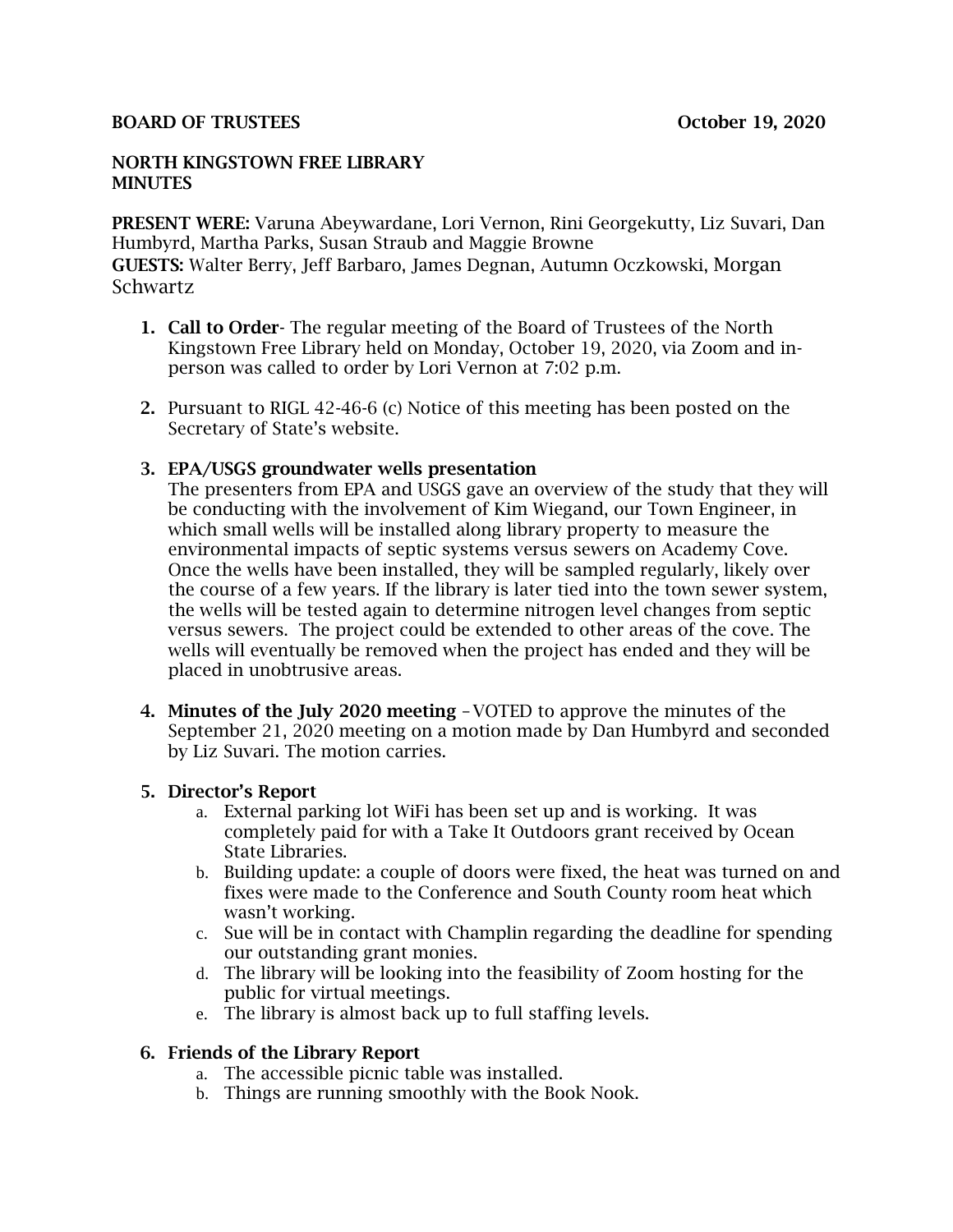**BOARD OF TRUSTEES** **October 19, 2020**

**NORTH KINGSTOWN FREE LIBRARY**
**MINUTES**

**PRESENT WERE:** Varuna Abeywardane, Lori Vernon, Rini Georgekutty, Liz Suvari, Dan Humbyrd, Martha Parks, Susan Straub and Maggie Browne
**GUESTS:** Walter Berry, Jeff Barbaro, James Degnan, Autumn Oczkowski, Morgan Schwartz

1. **Call to Order**- The regular meeting of the Board of Trustees of the North Kingstown Free Library held on Monday, October 19, 2020, via Zoom and in-person was called to order by Lori Vernon at 7:02 p.m.

2. Pursuant to RIGL 42-46-6 (c) Notice of this meeting has been posted on the Secretary of State's website.

3. **EPA/USGS groundwater wells presentation**
   The presenters from EPA and USGS gave an overview of the study that they will be conducting with the involvement of Kim Wiegand, our Town Engineer, in which small wells will be installed along library property to measure the environmental impacts of septic systems versus sewers on Academy Cove. Once the wells have been installed, they will be sampled regularly, likely over the course of a few years. If the library is later tied into the town sewer system, the wells will be tested again to determine nitrogen level changes from septic versus sewers. The project could be extended to other areas of the cove. The wells will eventually be removed when the project has ended and they will be placed in unobtrusive areas.

4. **Minutes of the July 2020 meeting** –VOTED to approve the minutes of the September 21, 2020 meeting on a motion made by Dan Humbyrd and seconded by Liz Suvari. The motion carries.

5. **Director's Report**
   a. External parking lot WiFi has been set up and is working. It was completely paid for with a Take It Outdoors grant received by Ocean State Libraries.
   b. Building update: a couple of doors were fixed, the heat was turned on and fixes were made to the Conference and South County room heat which wasn't working.
   c. Sue will be in contact with Champlin regarding the deadline for spending our outstanding grant monies.
   d. The library will be looking into the feasibility of Zoom hosting for the public for virtual meetings.
   e. The library is almost back up to full staffing levels.

6. **Friends of the Library Report**
   a. The accessible picnic table was installed.
   b. Things are running smoothly with the Book Nook.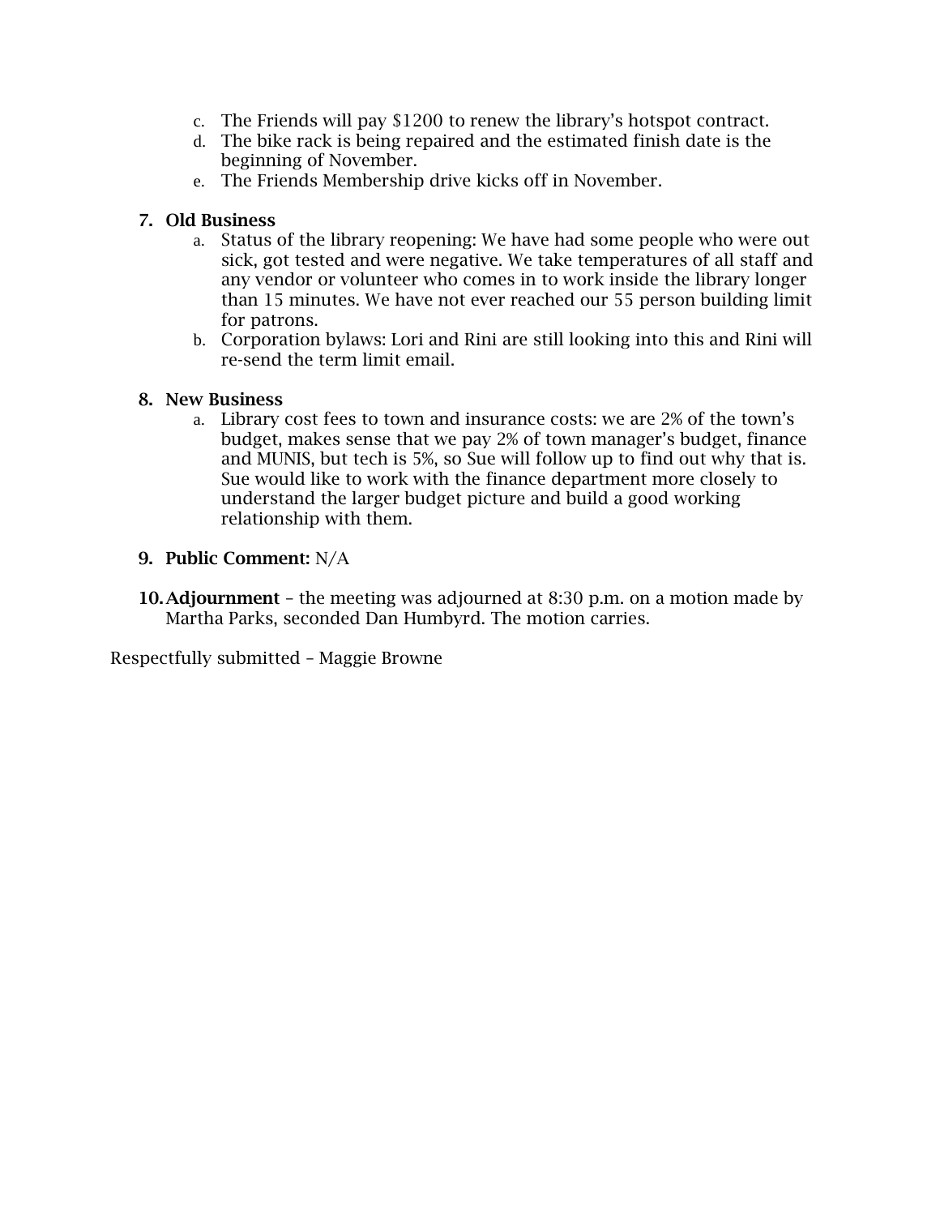c. The Friends will pay $1200 to renew the library's hotspot contract.
d. The bike rack is being repaired and the estimated finish date is the beginning of November.
e. The Friends Membership drive kicks off in November.

7. **Old Business**
   a. Status of the library reopening: We have had some people who were out sick, got tested and were negative. We take temperatures of all staff and any vendor or volunteer who comes in to work inside the library longer than 15 minutes. We have not ever reached our 55 person building limit for patrons.
   b. Corporation bylaws: Lori and Rini are still looking into this and Rini will re-send the term limit email.

8. **New Business**
   a. Library cost fees to town and insurance costs: we are 2% of the town's budget, makes sense that we pay 2% of town manager's budget, finance and MUNIS, but tech is 5%, so Sue will follow up to find out why that is. Sue would like to work with the finance department more closely to understand the larger budget picture and build a good working relationship with them.

9. **Public Comment:** N/A

10. **Adjournment** – the meeting was adjourned at 8:30 p.m. on a motion made by Martha Parks, seconded Dan Humbyrd. The motion carries.

Respectfully submitted – Maggie Browne